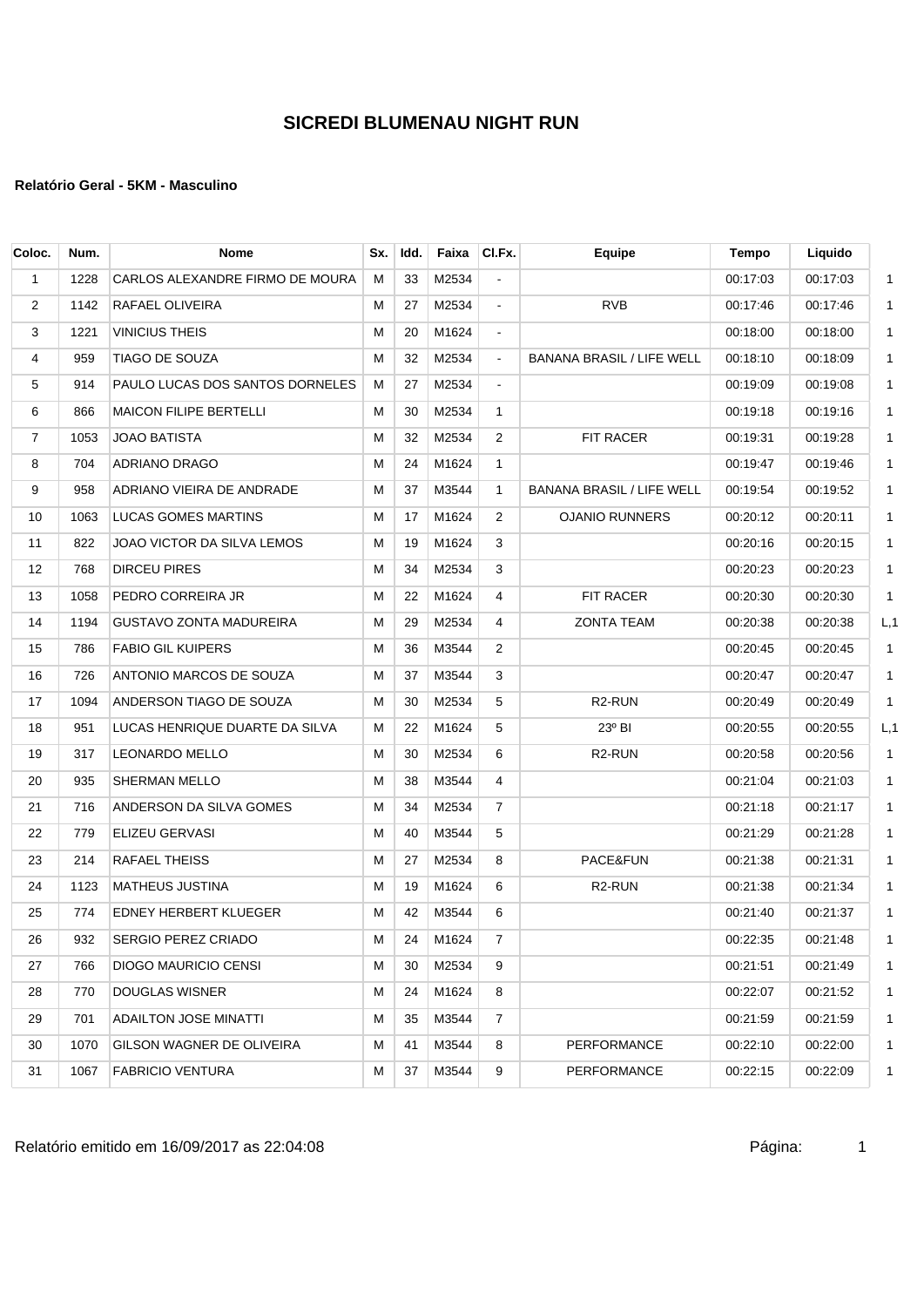# SICREDI BLUMENAU NIGHT RUN

**Relatório Geral - 5KM - Masculino**

| Coloc. | Num. | Nome | Sx. | Idd. | Faixa | Cl.Fx. | Equipe | Tempo | Liquido | |
|---|---|---|---|---|---|---|---|---|---|---|
| 1 | 1228 | CARLOS ALEXANDRE FIRMO DE MOURA | M | 33 | M2534 | - | | 00:17:03 | 00:17:03 | 1 |
| 2 | 1142 | RAFAEL OLIVEIRA | M | 27 | M2534 | - | RVB | 00:17:46 | 00:17:46 | 1 |
| 3 | 1221 | VINICIUS THEIS | M | 20 | M1624 | - | | 00:18:00 | 00:18:00 | 1 |
| 4 | 959 | TIAGO DE SOUZA | M | 32 | M2534 | - | BANANA BRASIL / LIFE WELL | 00:18:10 | 00:18:09 | 1 |
| 5 | 914 | PAULO LUCAS DOS SANTOS DORNELES | M | 27 | M2534 | - | | 00:19:09 | 00:19:08 | 1 |
| 6 | 866 | MAICON FILIPE BERTELLI | M | 30 | M2534 | 1 | | 00:19:18 | 00:19:16 | 1 |
| 7 | 1053 | JOAO BATISTA | M | 32 | M2534 | 2 | FIT RACER | 00:19:31 | 00:19:28 | 1 |
| 8 | 704 | ADRIANO DRAGO | M | 24 | M1624 | 1 | | 00:19:47 | 00:19:46 | 1 |
| 9 | 958 | ADRIANO VIEIRA DE ANDRADE | M | 37 | M3544 | 1 | BANANA BRASIL / LIFE WELL | 00:19:54 | 00:19:52 | 1 |
| 10 | 1063 | LUCAS GOMES MARTINS | M | 17 | M1624 | 2 | OJANIO RUNNERS | 00:20:12 | 00:20:11 | 1 |
| 11 | 822 | JOAO VICTOR DA SILVA LEMOS | M | 19 | M1624 | 3 | | 00:20:16 | 00:20:15 | 1 |
| 12 | 768 | DIRCEU PIRES | M | 34 | M2534 | 3 | | 00:20:23 | 00:20:23 | 1 |
| 13 | 1058 | PEDRO CORREIRA JR | M | 22 | M1624 | 4 | FIT RACER | 00:20:30 | 00:20:30 | 1 |
| 14 | 1194 | GUSTAVO ZONTA MADUREIRA | M | 29 | M2534 | 4 | ZONTA TEAM | 00:20:38 | 00:20:38 | L,1 |
| 15 | 786 | FABIO GIL KUIPERS | M | 36 | M3544 | 2 | | 00:20:45 | 00:20:45 | 1 |
| 16 | 726 | ANTONIO MARCOS DE SOUZA | M | 37 | M3544 | 3 | | 00:20:47 | 00:20:47 | 1 |
| 17 | 1094 | ANDERSON TIAGO DE SOUZA | M | 30 | M2534 | 5 | R2-RUN | 00:20:49 | 00:20:49 | 1 |
| 18 | 951 | LUCAS HENRIQUE DUARTE DA SILVA | M | 22 | M1624 | 5 | 23º BI | 00:20:55 | 00:20:55 | L,1 |
| 19 | 317 | LEONARDO MELLO | M | 30 | M2534 | 6 | R2-RUN | 00:20:58 | 00:20:56 | 1 |
| 20 | 935 | SHERMAN MELLO | M | 38 | M3544 | 4 | | 00:21:04 | 00:21:03 | 1 |
| 21 | 716 | ANDERSON DA SILVA GOMES | M | 34 | M2534 | 7 | | 00:21:18 | 00:21:17 | 1 |
| 22 | 779 | ELIZEU GERVASI | M | 40 | M3544 | 5 | | 00:21:29 | 00:21:28 | 1 |
| 23 | 214 | RAFAEL THEISS | M | 27 | M2534 | 8 | PACE&FUN | 00:21:38 | 00:21:31 | 1 |
| 24 | 1123 | MATHEUS JUSTINA | M | 19 | M1624 | 6 | R2-RUN | 00:21:38 | 00:21:34 | 1 |
| 25 | 774 | EDNEY HERBERT KLUEGER | M | 42 | M3544 | 6 | | 00:21:40 | 00:21:37 | 1 |
| 26 | 932 | SERGIO PEREZ CRIADO | M | 24 | M1624 | 7 | | 00:22:35 | 00:21:48 | 1 |
| 27 | 766 | DIOGO MAURICIO CENSI | M | 30 | M2534 | 9 | | 00:21:51 | 00:21:49 | 1 |
| 28 | 770 | DOUGLAS WISNER | M | 24 | M1624 | 8 | | 00:22:07 | 00:21:52 | 1 |
| 29 | 701 | ADAILTON JOSE MINATTI | M | 35 | M3544 | 7 | | 00:21:59 | 00:21:59 | 1 |
| 30 | 1070 | GILSON WAGNER DE OLIVEIRA | M | 41 | M3544 | 8 | PERFORMANCE | 00:22:10 | 00:22:00 | 1 |
| 31 | 1067 | FABRICIO VENTURA | M | 37 | M3544 | 9 | PERFORMANCE | 00:22:15 | 00:22:09 | 1 |

Relatório emitido em 16/09/2017 as 22:04:08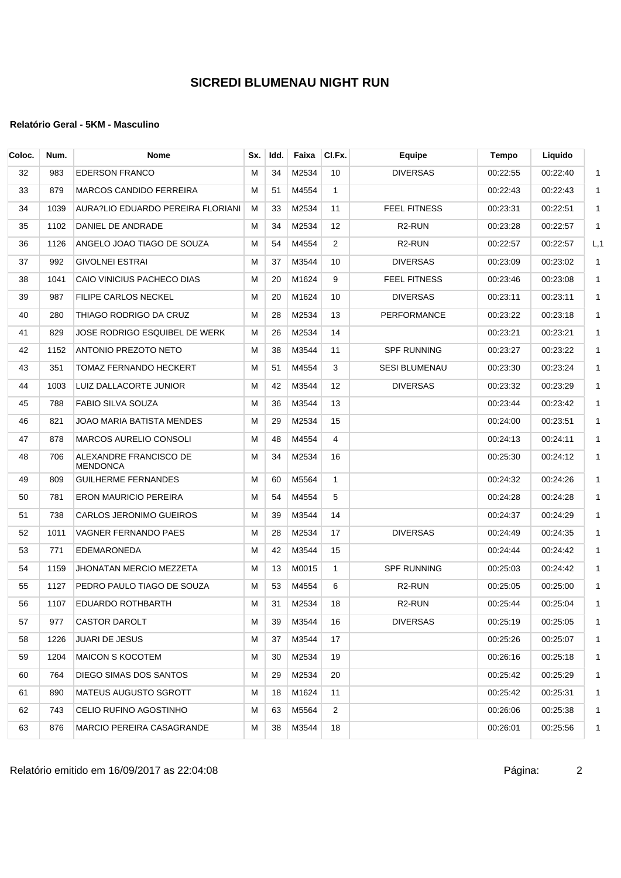# SICREDI BLUMENAU NIGHT RUN

### Relatório Geral - 5KM - Masculino

| Coloc. | Num. | Nome | Sx. | Idd. | Faixa | Cl.Fx. | Equipe | Tempo | Liquido | |
|---|---|---|---|---|---|---|---|---|---|---|
| 32 | 983 | EDERSON FRANCO | M | 34 | M2534 | 10 | DIVERSAS | 00:22:55 | 00:22:40 | 1 |
| 33 | 879 | MARCOS CANDIDO FERREIRA | M | 51 | M4554 | 1 | | 00:22:43 | 00:22:43 | 1 |
| 34 | 1039 | AURA?LIO EDUARDO PEREIRA FLORIANI | M | 33 | M2534 | 11 | FEEL FITNESS | 00:23:31 | 00:22:51 | 1 |
| 35 | 1102 | DANIEL DE ANDRADE | M | 34 | M2534 | 12 | R2-RUN | 00:23:28 | 00:22:57 | 1 |
| 36 | 1126 | ANGELO JOAO TIAGO DE SOUZA | M | 54 | M4554 | 2 | R2-RUN | 00:22:57 | 00:22:57 | L,1 |
| 37 | 992 | GIVOLNEI ESTRAI | M | 37 | M3544 | 10 | DIVERSAS | 00:23:09 | 00:23:02 | 1 |
| 38 | 1041 | CAIO VINICIUS PACHECO DIAS | M | 20 | M1624 | 9 | FEEL FITNESS | 00:23:46 | 00:23:08 | 1 |
| 39 | 987 | FILIPE CARLOS NECKEL | M | 20 | M1624 | 10 | DIVERSAS | 00:23:11 | 00:23:11 | 1 |
| 40 | 280 | THIAGO RODRIGO DA CRUZ | M | 28 | M2534 | 13 | PERFORMANCE | 00:23:22 | 00:23:18 | 1 |
| 41 | 829 | JOSE RODRIGO ESQUIBEL DE WERK | M | 26 | M2534 | 14 | | 00:23:21 | 00:23:21 | 1 |
| 42 | 1152 | ANTONIO PREZOTO NETO | M | 38 | M3544 | 11 | SPF RUNNING | 00:23:27 | 00:23:22 | 1 |
| 43 | 351 | TOMAZ FERNANDO HECKERT | M | 51 | M4554 | 3 | SESI BLUMENAU | 00:23:30 | 00:23:24 | 1 |
| 44 | 1003 | LUIZ DALLACORTE JUNIOR | M | 42 | M3544 | 12 | DIVERSAS | 00:23:32 | 00:23:29 | 1 |
| 45 | 788 | FABIO SILVA SOUZA | M | 36 | M3544 | 13 | | 00:23:44 | 00:23:42 | 1 |
| 46 | 821 | JOAO MARIA BATISTA MENDES | M | 29 | M2534 | 15 | | 00:24:00 | 00:23:51 | 1 |
| 47 | 878 | MARCOS AURELIO CONSOLI | M | 48 | M4554 | 4 | | 00:24:13 | 00:24:11 | 1 |
| 48 | 706 | ALEXANDRE FRANCISCO DE MENDONCA | M | 34 | M2534 | 16 | | 00:25:30 | 00:24:12 | 1 |
| 49 | 809 | GUILHERME FERNANDES | M | 60 | M5564 | 1 | | 00:24:32 | 00:24:26 | 1 |
| 50 | 781 | ERON MAURICIO PEREIRA | M | 54 | M4554 | 5 | | 00:24:28 | 00:24:28 | 1 |
| 51 | 738 | CARLOS JERONIMO GUEIROS | M | 39 | M3544 | 14 | | 00:24:37 | 00:24:29 | 1 |
| 52 | 1011 | VAGNER FERNANDO PAES | M | 28 | M2534 | 17 | DIVERSAS | 00:24:49 | 00:24:35 | 1 |
| 53 | 771 | EDEMARONEDA | M | 42 | M3544 | 15 | | 00:24:44 | 00:24:42 | 1 |
| 54 | 1159 | JHONATAN MERCIO MEZZETA | M | 13 | M0015 | 1 | SPF RUNNING | 00:25:03 | 00:24:42 | 1 |
| 55 | 1127 | PEDRO PAULO TIAGO DE SOUZA | M | 53 | M4554 | 6 | R2-RUN | 00:25:05 | 00:25:00 | 1 |
| 56 | 1107 | EDUARDO ROTHBARTH | M | 31 | M2534 | 18 | R2-RUN | 00:25:44 | 00:25:04 | 1 |
| 57 | 977 | CASTOR DAROLT | M | 39 | M3544 | 16 | DIVERSAS | 00:25:19 | 00:25:05 | 1 |
| 58 | 1226 | JUARI DE JESUS | M | 37 | M3544 | 17 | | 00:25:26 | 00:25:07 | 1 |
| 59 | 1204 | MAICON S KOCOTEM | M | 30 | M2534 | 19 | | 00:26:16 | 00:25:18 | 1 |
| 60 | 764 | DIEGO SIMAS DOS SANTOS | M | 29 | M2534 | 20 | | 00:25:42 | 00:25:29 | 1 |
| 61 | 890 | MATEUS AUGUSTO SGROTT | M | 18 | M1624 | 11 | | 00:25:42 | 00:25:31 | 1 |
| 62 | 743 | CELIO RUFINO AGOSTINHO | M | 63 | M5564 | 2 | | 00:26:06 | 00:25:38 | 1 |
| 63 | 876 | MARCIO PEREIRA CASAGRANDE | M | 38 | M3544 | 18 | | 00:26:01 | 00:25:56 | 1 |

Relatório emitido em 16/09/2017 as 22:04:08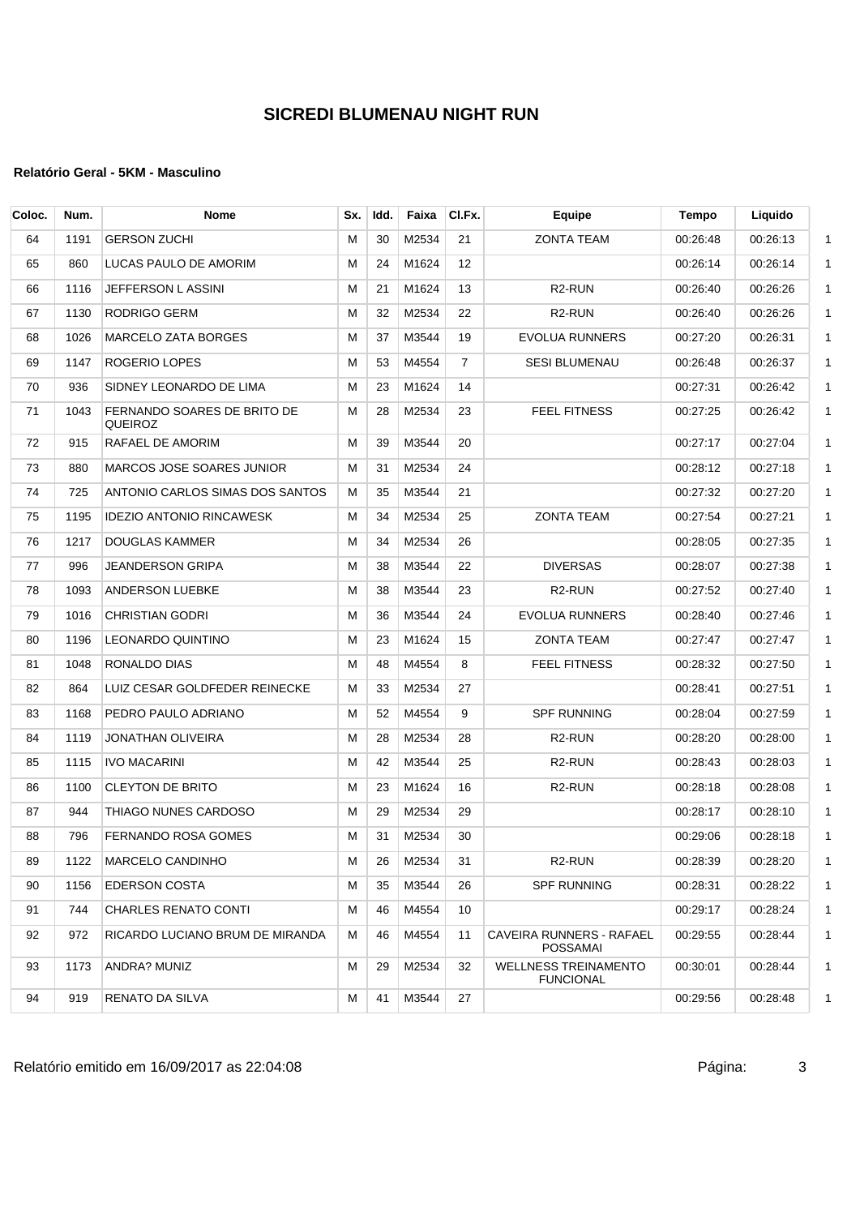# SICREDI BLUMENAU NIGHT RUN

**Relatório Geral - 5KM - Masculino**

| Coloc. | Num. | Nome | Sx. | Idd. | Faixa | Cl.Fx. | Equipe | Tempo | Liquido | |
|---|---|---|---|---|---|---|---|---|---|---|
| 64 | 1191 | GERSON ZUCHI | M | 30 | M2534 | 21 | ZONTA TEAM | 00:26:48 | 00:26:13 | 1 |
| 65 | 860 | LUCAS PAULO DE AMORIM | M | 24 | M1624 | 12 | | 00:26:14 | 00:26:14 | 1 |
| 66 | 1116 | JEFFERSON L ASSINI | M | 21 | M1624 | 13 | R2-RUN | 00:26:40 | 00:26:26 | 1 |
| 67 | 1130 | RODRIGO GERM | M | 32 | M2534 | 22 | R2-RUN | 00:26:40 | 00:26:26 | 1 |
| 68 | 1026 | MARCELO ZATA BORGES | M | 37 | M3544 | 19 | EVOLUA RUNNERS | 00:27:20 | 00:26:31 | 1 |
| 69 | 1147 | ROGERIO LOPES | M | 53 | M4554 | 7 | SESI BLUMENAU | 00:26:48 | 00:26:37 | 1 |
| 70 | 936 | SIDNEY LEONARDO DE LIMA | M | 23 | M1624 | 14 | | 00:27:31 | 00:26:42 | 1 |
| 71 | 1043 | FERNANDO SOARES DE BRITO DE QUEIROZ | M | 28 | M2534 | 23 | FEEL FITNESS | 00:27:25 | 00:26:42 | 1 |
| 72 | 915 | RAFAEL DE AMORIM | M | 39 | M3544 | 20 | | 00:27:17 | 00:27:04 | 1 |
| 73 | 880 | MARCOS JOSE SOARES JUNIOR | M | 31 | M2534 | 24 | | 00:28:12 | 00:27:18 | 1 |
| 74 | 725 | ANTONIO CARLOS SIMAS DOS SANTOS | M | 35 | M3544 | 21 | | 00:27:32 | 00:27:20 | 1 |
| 75 | 1195 | IDEZIO ANTONIO RINCAWESK | M | 34 | M2534 | 25 | ZONTA TEAM | 00:27:54 | 00:27:21 | 1 |
| 76 | 1217 | DOUGLAS KAMMER | M | 34 | M2534 | 26 | | 00:28:05 | 00:27:35 | 1 |
| 77 | 996 | JEANDERSON GRIPA | M | 38 | M3544 | 22 | DIVERSAS | 00:28:07 | 00:27:38 | 1 |
| 78 | 1093 | ANDERSON LUEBKE | M | 38 | M3544 | 23 | R2-RUN | 00:27:52 | 00:27:40 | 1 |
| 79 | 1016 | CHRISTIAN GODRI | M | 36 | M3544 | 24 | EVOLUA RUNNERS | 00:28:40 | 00:27:46 | 1 |
| 80 | 1196 | LEONARDO QUINTINO | M | 23 | M1624 | 15 | ZONTA TEAM | 00:27:47 | 00:27:47 | 1 |
| 81 | 1048 | RONALDO DIAS | M | 48 | M4554 | 8 | FEEL FITNESS | 00:28:32 | 00:27:50 | 1 |
| 82 | 864 | LUIZ CESAR GOLDFEDER REINECKE | M | 33 | M2534 | 27 | | 00:28:41 | 00:27:51 | 1 |
| 83 | 1168 | PEDRO PAULO ADRIANO | M | 52 | M4554 | 9 | SPF RUNNING | 00:28:04 | 00:27:59 | 1 |
| 84 | 1119 | JONATHAN OLIVEIRA | M | 28 | M2534 | 28 | R2-RUN | 00:28:20 | 00:28:00 | 1 |
| 85 | 1115 | IVO MACARINI | M | 42 | M3544 | 25 | R2-RUN | 00:28:43 | 00:28:03 | 1 |
| 86 | 1100 | CLEYTON DE BRITO | M | 23 | M1624 | 16 | R2-RUN | 00:28:18 | 00:28:08 | 1 |
| 87 | 944 | THIAGO NUNES CARDOSO | M | 29 | M2534 | 29 | | 00:28:17 | 00:28:10 | 1 |
| 88 | 796 | FERNANDO ROSA GOMES | M | 31 | M2534 | 30 | | 00:29:06 | 00:28:18 | 1 |
| 89 | 1122 | MARCELO CANDINHO | M | 26 | M2534 | 31 | R2-RUN | 00:28:39 | 00:28:20 | 1 |
| 90 | 1156 | EDERSON COSTA | M | 35 | M3544 | 26 | SPF RUNNING | 00:28:31 | 00:28:22 | 1 |
| 91 | 744 | CHARLES RENATO CONTI | M | 46 | M4554 | 10 | | 00:29:17 | 00:28:24 | 1 |
| 92 | 972 | RICARDO LUCIANO BRUM DE MIRANDA | M | 46 | M4554 | 11 | CAVEIRA RUNNERS - RAFAEL POSSAMAI | 00:29:55 | 00:28:44 | 1 |
| 93 | 1173 | ANDRA? MUNIZ | M | 29 | M2534 | 32 | WELLNESS TREINAMENTO FUNCIONAL | 00:30:01 | 00:28:44 | 1 |
| 94 | 919 | RENATO DA SILVA | M | 41 | M3544 | 27 | | 00:29:56 | 00:28:48 | 1 |

Relatório emitido em 16/09/2017 as 22:04:08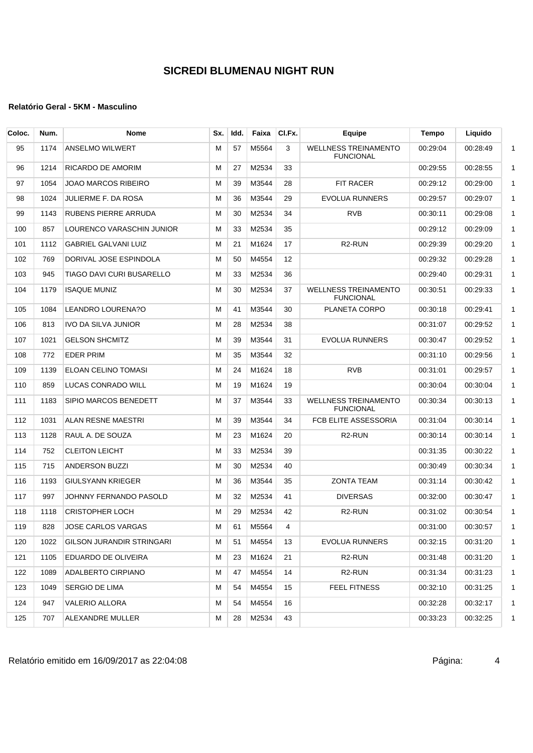# SICREDI BLUMENAU NIGHT RUN

**Relatório Geral - 5KM - Masculino**

| Coloc. | Num. | Nome | Sx. | Idd. | Faixa | Cl.Fx. | Equipe | Tempo | Liquido | |
|---|---|---|---|---|---|---|---|---|---|---|
| 95 | 1174 | ANSELMO WILWERT | M | 57 | M5564 | 3 | WELLNESS TREINAMENTO FUNCIONAL | 00:29:04 | 00:28:49 | 1 |
| 96 | 1214 | RICARDO DE AMORIM | M | 27 | M2534 | 33 | | 00:29:55 | 00:28:55 | 1 |
| 97 | 1054 | JOAO MARCOS RIBEIRO | M | 39 | M3544 | 28 | FIT RACER | 00:29:12 | 00:29:00 | 1 |
| 98 | 1024 | JULIERME F. DA ROSA | M | 36 | M3544 | 29 | EVOLUA RUNNERS | 00:29:57 | 00:29:07 | 1 |
| 99 | 1143 | RUBENS PIERRE ARRUDA | M | 30 | M2534 | 34 | RVB | 00:30:11 | 00:29:08 | 1 |
| 100 | 857 | LOURENCO VARASCHIN JUNIOR | M | 33 | M2534 | 35 | | 00:29:12 | 00:29:09 | 1 |
| 101 | 1112 | GABRIEL GALVANI LUIZ | M | 21 | M1624 | 17 | R2-RUN | 00:29:39 | 00:29:20 | 1 |
| 102 | 769 | DORIVAL JOSE ESPINDOLA | M | 50 | M4554 | 12 | | 00:29:32 | 00:29:28 | 1 |
| 103 | 945 | TIAGO DAVI CURI BUSARELLO | M | 33 | M2534 | 36 | | 00:29:40 | 00:29:31 | 1 |
| 104 | 1179 | ISAQUE MUNIZ | M | 30 | M2534 | 37 | WELLNESS TREINAMENTO FUNCIONAL | 00:30:51 | 00:29:33 | 1 |
| 105 | 1084 | LEANDRO LOURENA?O | M | 41 | M3544 | 30 | PLANETA CORPO | 00:30:18 | 00:29:41 | 1 |
| 106 | 813 | IVO DA SILVA JUNIOR | M | 28 | M2534 | 38 | | 00:31:07 | 00:29:52 | 1 |
| 107 | 1021 | GELSON SHCMITZ | M | 39 | M3544 | 31 | EVOLUA RUNNERS | 00:30:47 | 00:29:52 | 1 |
| 108 | 772 | EDER PRIM | M | 35 | M3544 | 32 | | 00:31:10 | 00:29:56 | 1 |
| 109 | 1139 | ELOAN CELINO TOMASI | M | 24 | M1624 | 18 | RVB | 00:31:01 | 00:29:57 | 1 |
| 110 | 859 | LUCAS CONRADO WILL | M | 19 | M1624 | 19 | | 00:30:04 | 00:30:04 | 1 |
| 111 | 1183 | SIPIO MARCOS BENEDETT | M | 37 | M3544 | 33 | WELLNESS TREINAMENTO FUNCIONAL | 00:30:34 | 00:30:13 | 1 |
| 112 | 1031 | ALAN RESNE MAESTRI | M | 39 | M3544 | 34 | FCB ELITE ASSESSORIA | 00:31:04 | 00:30:14 | 1 |
| 113 | 1128 | RAUL A. DE SOUZA | M | 23 | M1624 | 20 | R2-RUN | 00:30:14 | 00:30:14 | 1 |
| 114 | 752 | CLEITON LEICHT | M | 33 | M2534 | 39 | | 00:31:35 | 00:30:22 | 1 |
| 115 | 715 | ANDERSON BUZZI | M | 30 | M2534 | 40 | | 00:30:49 | 00:30:34 | 1 |
| 116 | 1193 | GIULSYANN KRIEGER | M | 36 | M3544 | 35 | ZONTA TEAM | 00:31:14 | 00:30:42 | 1 |
| 117 | 997 | JOHNNY FERNANDO PASOLD | M | 32 | M2534 | 41 | DIVERSAS | 00:32:00 | 00:30:47 | 1 |
| 118 | 1118 | CRISTOPHER LOCH | M | 29 | M2534 | 42 | R2-RUN | 00:31:02 | 00:30:54 | 1 |
| 119 | 828 | JOSE CARLOS VARGAS | M | 61 | M5564 | 4 | | 00:31:00 | 00:30:57 | 1 |
| 120 | 1022 | GILSON JURANDIR STRINGARI | M | 51 | M4554 | 13 | EVOLUA RUNNERS | 00:32:15 | 00:31:20 | 1 |
| 121 | 1105 | EDUARDO DE OLIVEIRA | M | 23 | M1624 | 21 | R2-RUN | 00:31:48 | 00:31:20 | 1 |
| 122 | 1089 | ADALBERTO CIRPIANO | M | 47 | M4554 | 14 | R2-RUN | 00:31:34 | 00:31:23 | 1 |
| 123 | 1049 | SERGIO DE LIMA | M | 54 | M4554 | 15 | FEEL FITNESS | 00:32:10 | 00:31:25 | 1 |
| 124 | 947 | VALERIO ALLORA | M | 54 | M4554 | 16 | | 00:32:28 | 00:32:17 | 1 |
| 125 | 707 | ALEXANDRE MULLER | M | 28 | M2534 | 43 | | 00:33:23 | 00:32:25 | 1 |

Relatório emitido em 16/09/2017 as 22:04:08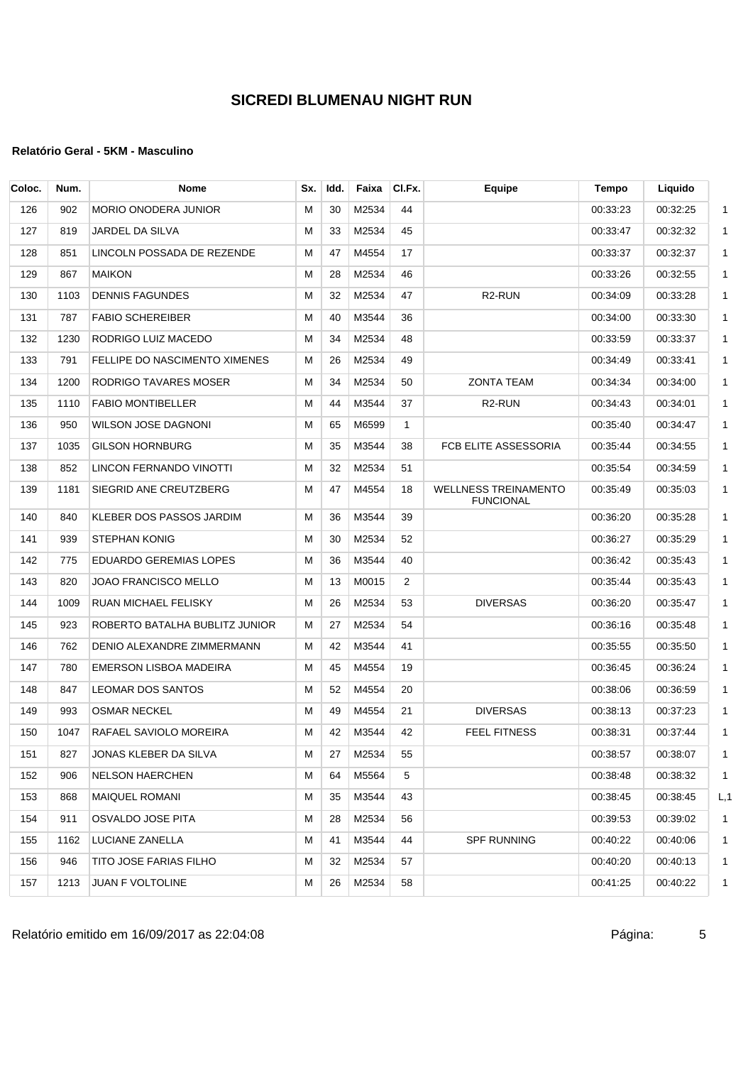# SICREDI BLUMENAU NIGHT RUN

### Relatório Geral - 5KM - Masculino

| Coloc. | Num. | Nome | Sx. | Idd. | Faixa | Cl.Fx. | Equipe | Tempo | Liquido | |
|---|---|---|---|---|---|---|---|---|---|---|
| 126 | 902 | MORIO ONODERA JUNIOR | M | 30 | M2534 | 44 | | 00:33:23 | 00:32:25 | 1 |
| 127 | 819 | JARDEL DA SILVA | M | 33 | M2534 | 45 | | 00:33:47 | 00:32:32 | 1 |
| 128 | 851 | LINCOLN POSSADA DE REZENDE | M | 47 | M4554 | 17 | | 00:33:37 | 00:32:37 | 1 |
| 129 | 867 | MAIKON | M | 28 | M2534 | 46 | | 00:33:26 | 00:32:55 | 1 |
| 130 | 1103 | DENNIS FAGUNDES | M | 32 | M2534 | 47 | R2-RUN | 00:34:09 | 00:33:28 | 1 |
| 131 | 787 | FABIO SCHEREIBER | M | 40 | M3544 | 36 | | 00:34:00 | 00:33:30 | 1 |
| 132 | 1230 | RODRIGO LUIZ MACEDO | M | 34 | M2534 | 48 | | 00:33:59 | 00:33:37 | 1 |
| 133 | 791 | FELLIPE DO NASCIMENTO XIMENES | M | 26 | M2534 | 49 | | 00:34:49 | 00:33:41 | 1 |
| 134 | 1200 | RODRIGO TAVARES MOSER | M | 34 | M2534 | 50 | ZONTA TEAM | 00:34:34 | 00:34:00 | 1 |
| 135 | 1110 | FABIO MONTIBELLER | M | 44 | M3544 | 37 | R2-RUN | 00:34:43 | 00:34:01 | 1 |
| 136 | 950 | WILSON JOSE DAGNONI | M | 65 | M6599 | 1 | | 00:35:40 | 00:34:47 | 1 |
| 137 | 1035 | GILSON HORNBURG | M | 35 | M3544 | 38 | FCB ELITE ASSESSORIA | 00:35:44 | 00:34:55 | 1 |
| 138 | 852 | LINCON FERNANDO VINOTTI | M | 32 | M2534 | 51 | | 00:35:54 | 00:34:59 | 1 |
| 139 | 1181 | SIEGRID ANE CREUTZBERG | M | 47 | M4554 | 18 | WELLNESS TREINAMENTO FUNCIONAL | 00:35:49 | 00:35:03 | 1 |
| 140 | 840 | KLEBER DOS PASSOS JARDIM | M | 36 | M3544 | 39 | | 00:36:20 | 00:35:28 | 1 |
| 141 | 939 | STEPHAN KONIG | M | 30 | M2534 | 52 | | 00:36:27 | 00:35:29 | 1 |
| 142 | 775 | EDUARDO GEREMIAS LOPES | M | 36 | M3544 | 40 | | 00:36:42 | 00:35:43 | 1 |
| 143 | 820 | JOAO FRANCISCO MELLO | M | 13 | M0015 | 2 | | 00:35:44 | 00:35:43 | 1 |
| 144 | 1009 | RUAN MICHAEL FELISKY | M | 26 | M2534 | 53 | DIVERSAS | 00:36:20 | 00:35:47 | 1 |
| 145 | 923 | ROBERTO BATALHA BUBLITZ JUNIOR | M | 27 | M2534 | 54 | | 00:36:16 | 00:35:48 | 1 |
| 146 | 762 | DENIO ALEXANDRE ZIMMERMANN | M | 42 | M3544 | 41 | | 00:35:55 | 00:35:50 | 1 |
| 147 | 780 | EMERSON LISBOA MADEIRA | M | 45 | M4554 | 19 | | 00:36:45 | 00:36:24 | 1 |
| 148 | 847 | LEOMAR DOS SANTOS | M | 52 | M4554 | 20 | | 00:38:06 | 00:36:59 | 1 |
| 149 | 993 | OSMAR NECKEL | M | 49 | M4554 | 21 | DIVERSAS | 00:38:13 | 00:37:23 | 1 |
| 150 | 1047 | RAFAEL SAVIOLO MOREIRA | M | 42 | M3544 | 42 | FEEL FITNESS | 00:38:31 | 00:37:44 | 1 |
| 151 | 827 | JONAS KLEBER DA SILVA | M | 27 | M2534 | 55 | | 00:38:57 | 00:38:07 | 1 |
| 152 | 906 | NELSON HAERCHEN | M | 64 | M5564 | 5 | | 00:38:48 | 00:38:32 | 1 |
| 153 | 868 | MAIQUEL ROMANI | M | 35 | M3544 | 43 | | 00:38:45 | 00:38:45 | L,1 |
| 154 | 911 | OSVALDO JOSE PITA | M | 28 | M2534 | 56 | | 00:39:53 | 00:39:02 | 1 |
| 155 | 1162 | LUCIANE ZANELLA | M | 41 | M3544 | 44 | SPF RUNNING | 00:40:22 | 00:40:06 | 1 |
| 156 | 946 | TITO JOSE FARIAS FILHO | M | 32 | M2534 | 57 | | 00:40:20 | 00:40:13 | 1 |
| 157 | 1213 | JUAN F VOLTOLINE | M | 26 | M2534 | 58 | | 00:41:25 | 00:40:22 | 1 |

Relatório emitido em 16/09/2017 as 22:04:08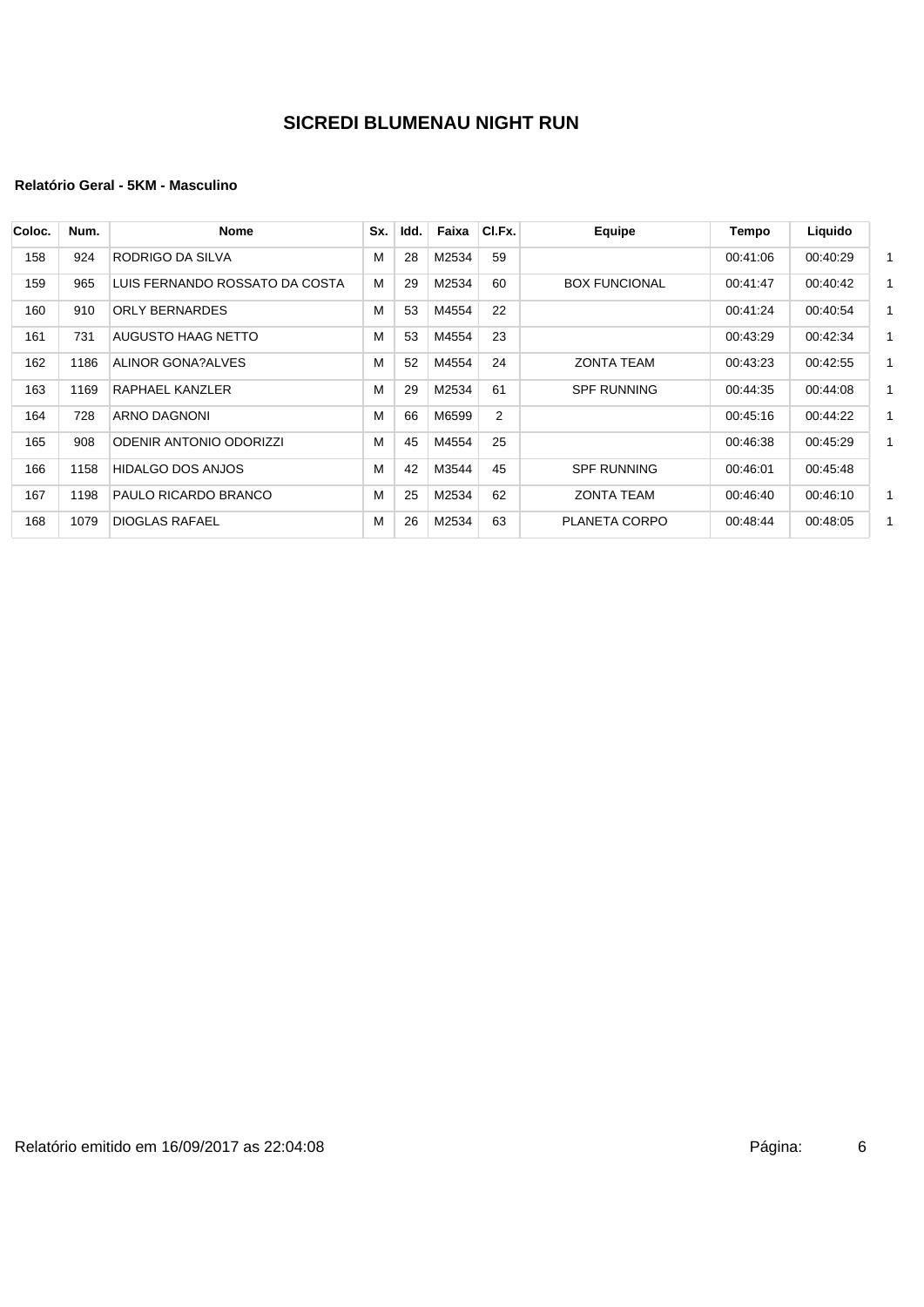# SICREDI BLUMENAU NIGHT RUN

**Relatório Geral - 5KM - Masculino**

| Coloc. | Num. | Nome | Sx. | Idd. | Faixa | Cl.Fx. | Equipe | Tempo | Liquido | |
|---|---|---|---|---|---|---|---|---|---|---|
| 158 | 924 | RODRIGO DA SILVA | M | 28 | M2534 | 59 | | 00:41:06 | 00:40:29 | 1 |
| 159 | 965 | LUIS FERNANDO ROSSATO DA COSTA | M | 29 | M2534 | 60 | BOX FUNCIONAL | 00:41:47 | 00:40:42 | 1 |
| 160 | 910 | ORLY BERNARDES | M | 53 | M4554 | 22 | | 00:41:24 | 00:40:54 | 1 |
| 161 | 731 | AUGUSTO HAAG NETTO | M | 53 | M4554 | 23 | | 00:43:29 | 00:42:34 | 1 |
| 162 | 1186 | ALINOR GONA?ALVES | M | 52 | M4554 | 24 | ZONTA TEAM | 00:43:23 | 00:42:55 | 1 |
| 163 | 1169 | RAPHAEL KANZLER | M | 29 | M2534 | 61 | SPF RUNNING | 00:44:35 | 00:44:08 | 1 |
| 164 | 728 | ARNO DAGNONI | M | 66 | M6599 | 2 | | 00:45:16 | 00:44:22 | 1 |
| 165 | 908 | ODENIR ANTONIO ODORIZZI | M | 45 | M4554 | 25 | | 00:46:38 | 00:45:29 | 1 |
| 166 | 1158 | HIDALGO DOS ANJOS | M | 42 | M3544 | 45 | SPF RUNNING | 00:46:01 | 00:45:48 | |
| 167 | 1198 | PAULO RICARDO BRANCO | M | 25 | M2534 | 62 | ZONTA TEAM | 00:46:40 | 00:46:10 | 1 |
| 168 | 1079 | DIOGLAS RAFAEL | M | 26 | M2534 | 63 | PLANETA CORPO | 00:48:44 | 00:48:05 | 1 |

Relatório emitido em 16/09/2017 as 22:04:08